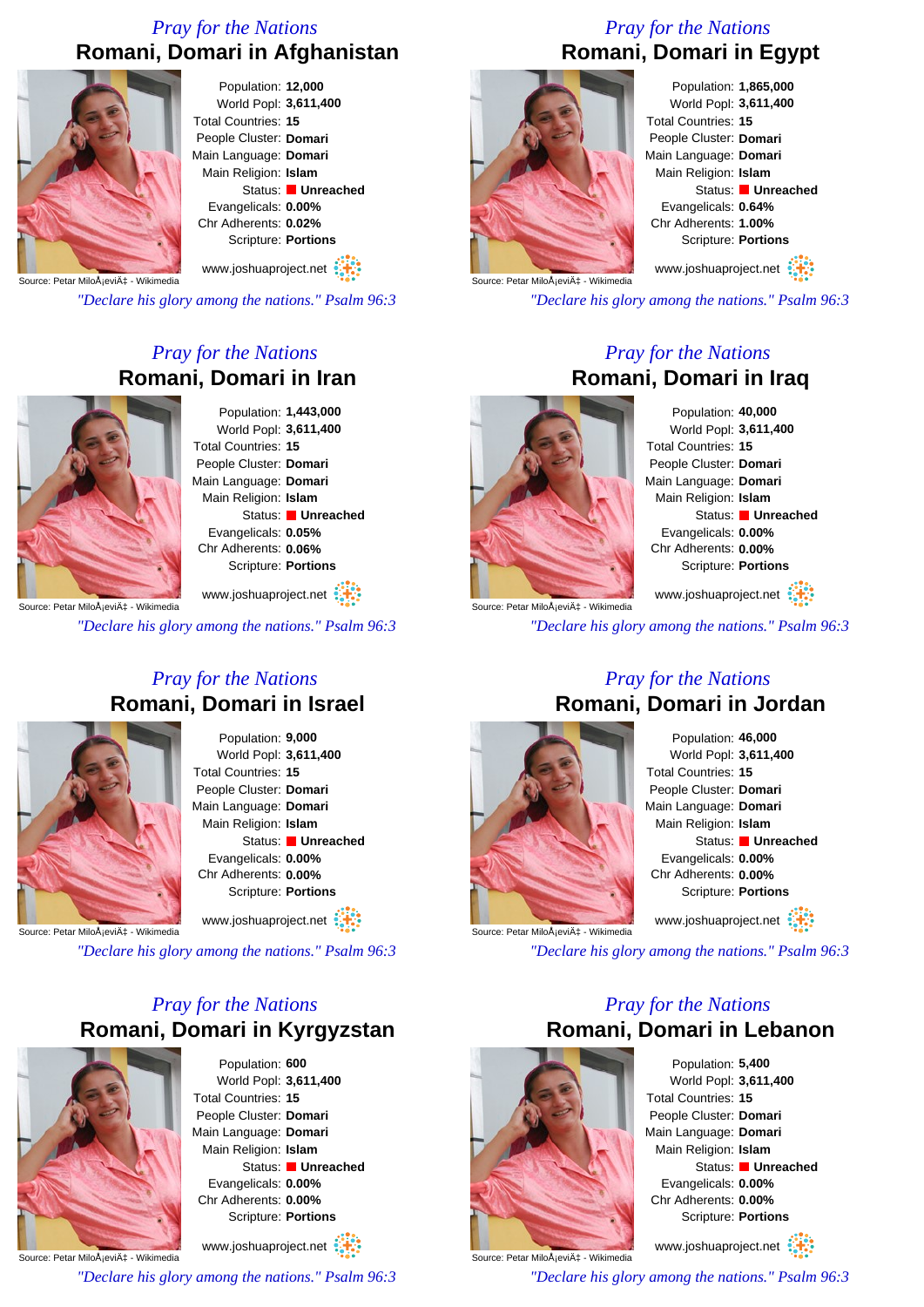*Pray for the Nations*

## Romani, Domari in Afghanistan

Source: Petar MiloÅ¡eviÄ‡ - Wikimedia

Population: **12,000**
World Popl: **3,611,400**
Total Countries: **15**
People Cluster: **Domari**
Main Language: **Domari**
Main Religion: **Islam**
Status: **Unreached**
Evangelicals: **0.00%**
Chr Adherents: **0.02%**
Scripture: **Portions**

www.joshuaproject.net

*"Declare his glory among the nations." Psalm 96:3*

*Pray for the Nations*

## Romani, Domari in Egypt

Source: Petar MiloÅ¡eviÄ‡ - Wikimedia

Population: **1,865,000**
World Popl: **3,611,400**
Total Countries: **15**
People Cluster: **Domari**
Main Language: **Domari**
Main Religion: **Islam**
Status: **Unreached**
Evangelicals: **0.64%**
Chr Adherents: **1.00%**
Scripture: **Portions**

www.joshuaproject.net

*"Declare his glory among the nations." Psalm 96:3*

*Pray for the Nations*

## Romani, Domari in Iran

Source: Petar MiloÅ¡eviÄ‡ - Wikimedia

Population: **1,443,000**
World Popl: **3,611,400**
Total Countries: **15**
People Cluster: **Domari**
Main Language: **Domari**
Main Religion: **Islam**
Status: **Unreached**
Evangelicals: **0.05%**
Chr Adherents: **0.06%**
Scripture: **Portions**

www.joshuaproject.net

*"Declare his glory among the nations." Psalm 96:3*

*Pray for the Nations*

## Romani, Domari in Iraq

Source: Petar MiloÅ¡eviÄ‡ - Wikimedia

Population: **40,000**
World Popl: **3,611,400**
Total Countries: **15**
People Cluster: **Domari**
Main Language: **Domari**
Main Religion: **Islam**
Status: **Unreached**
Evangelicals: **0.00%**
Chr Adherents: **0.00%**
Scripture: **Portions**

www.joshuaproject.net

*"Declare his glory among the nations." Psalm 96:3*

*Pray for the Nations*

## Romani, Domari in Israel

Source: Petar MiloÅ¡eviÄ‡ - Wikimedia

Population: **9,000**
World Popl: **3,611,400**
Total Countries: **15**
People Cluster: **Domari**
Main Language: **Domari**
Main Religion: **Islam**
Status: **Unreached**
Evangelicals: **0.00%**
Chr Adherents: **0.00%**
Scripture: **Portions**

www.joshuaproject.net

*"Declare his glory among the nations." Psalm 96:3*

*Pray for the Nations*

## Romani, Domari in Jordan

Source: Petar MiloÅ¡eviÄ‡ - Wikimedia

Population: **46,000**
World Popl: **3,611,400**
Total Countries: **15**
People Cluster: **Domari**
Main Language: **Domari**
Main Religion: **Islam**
Status: **Unreached**
Evangelicals: **0.00%**
Chr Adherents: **0.00%**
Scripture: **Portions**

www.joshuaproject.net

*"Declare his glory among the nations." Psalm 96:3*

*Pray for the Nations*

## Romani, Domari in Kyrgyzstan

Source: Petar MiloÅ¡eviÄ‡ - Wikimedia

Population: **600**
World Popl: **3,611,400**
Total Countries: **15**
People Cluster: **Domari**
Main Language: **Domari**
Main Religion: **Islam**
Status: **Unreached**
Evangelicals: **0.00%**
Chr Adherents: **0.00%**
Scripture: **Portions**

www.joshuaproject.net

*"Declare his glory among the nations." Psalm 96:3*

*Pray for the Nations*

## Romani, Domari in Lebanon

Source: Petar MiloÅ¡eviÄ‡ - Wikimedia

Population: **5,400**
World Popl: **3,611,400**
Total Countries: **15**
People Cluster: **Domari**
Main Language: **Domari**
Main Religion: **Islam**
Status: **Unreached**
Evangelicals: **0.00%**
Chr Adherents: **0.00%**
Scripture: **Portions**

www.joshuaproject.net

*"Declare his glory among the nations." Psalm 96:3*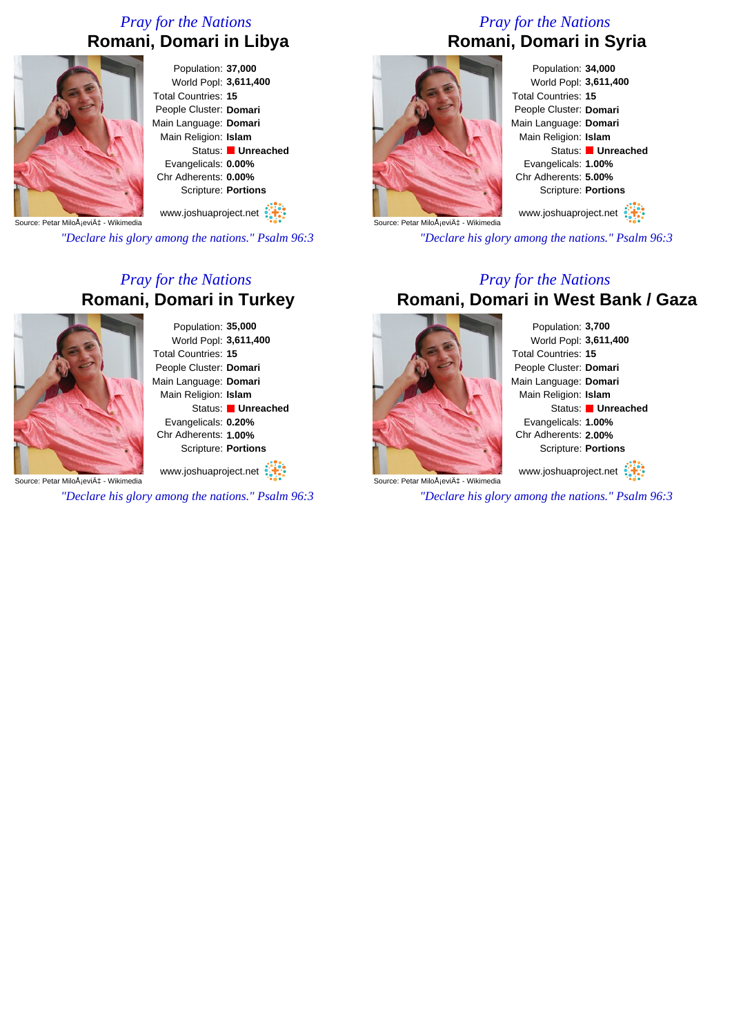*Pray for the Nations*

## Romani, Domari in Libya

Population: **37,000**
World Popl: **3,611,400**
Total Countries: **15**
People Cluster: **Domari**
Main Language: **Domari**
Main Religion: **Islam**
Status: **Unreached**
Evangelicals: **0.00%**
Chr Adherents: **0.00%**
Scripture: **Portions**

Source: Petar MiloÅ¡eviÄ‡ - Wikimedia

www.joshuaproject.net

*"Declare his glory among the nations." Psalm 96:3*

*Pray for the Nations*

## Romani, Domari in Syria

Population: **34,000**
World Popl: **3,611,400**
Total Countries: **15**
People Cluster: **Domari**
Main Language: **Domari**
Main Religion: **Islam**
Status: **Unreached**
Evangelicals: **1.00%**
Chr Adherents: **5.00%**
Scripture: **Portions**

Source: Petar MiloÅ¡eviÄ‡ - Wikimedia

www.joshuaproject.net

*"Declare his glory among the nations." Psalm 96:3*

*Pray for the Nations*

## Romani, Domari in Turkey

Population: **35,000**
World Popl: **3,611,400**
Total Countries: **15**
People Cluster: **Domari**
Main Language: **Domari**
Main Religion: **Islam**
Status: **Unreached**
Evangelicals: **0.20%**
Chr Adherents: **1.00%**
Scripture: **Portions**

Source: Petar MiloÅ¡eviÄ‡ - Wikimedia

www.joshuaproject.net

*"Declare his glory among the nations." Psalm 96:3*

*Pray for the Nations*

## Romani, Domari in West Bank / Gaza

Population: **3,700**
World Popl: **3,611,400**
Total Countries: **15**
People Cluster: **Domari**
Main Language: **Domari**
Main Religion: **Islam**
Status: **Unreached**
Evangelicals: **1.00%**
Chr Adherents: **2.00%**
Scripture: **Portions**

Source: Petar MiloÅ¡eviÄ‡ - Wikimedia

www.joshuaproject.net

*"Declare his glory among the nations." Psalm 96:3*